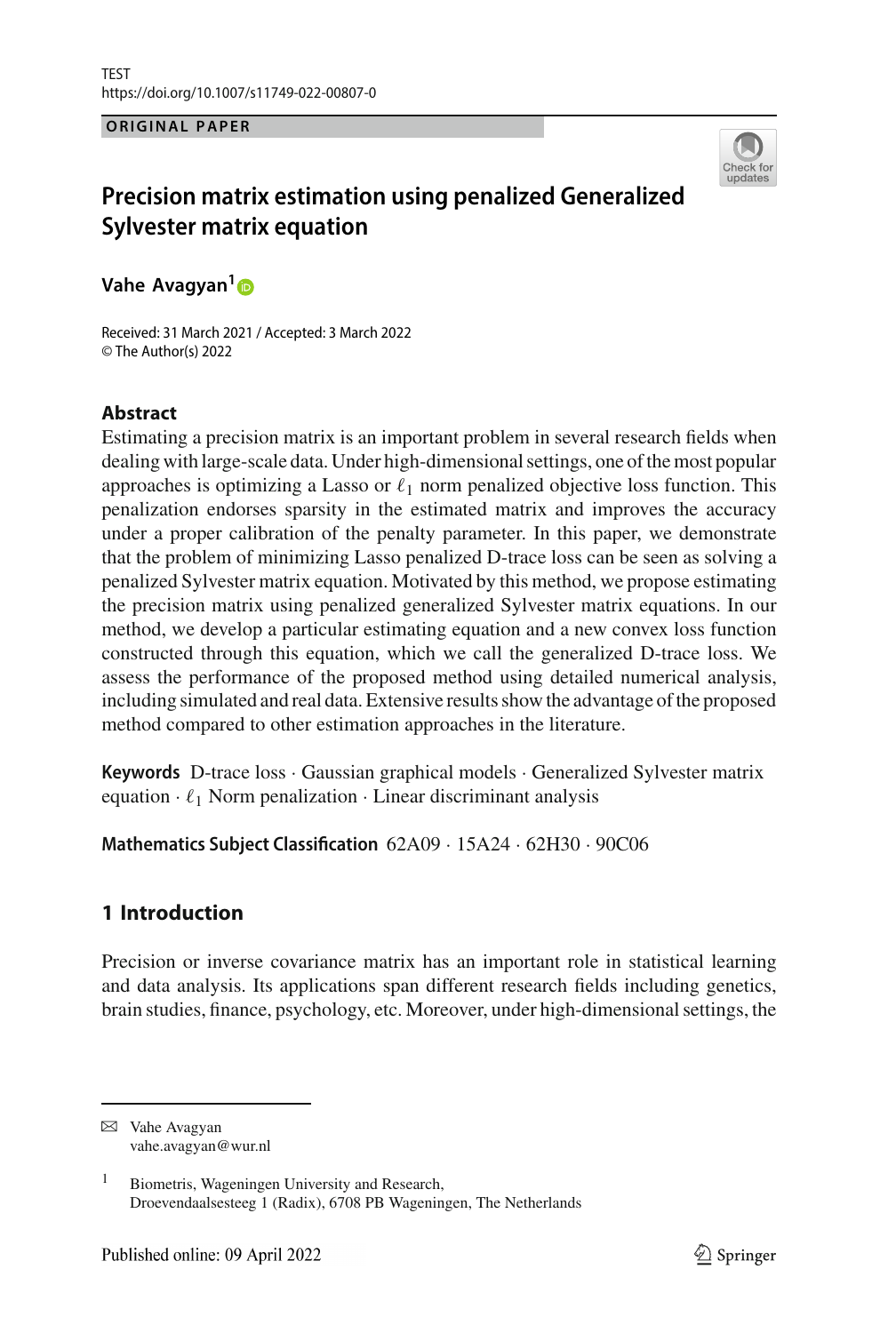TEST
https://doi.org/10.1007/s11749-022-00807-0

**ORIGINAL PAPER**

# Precision matrix estimation using penalized Generalized Sylvester matrix equation

**Vahe Avagyan**[1]

Received: 31 March 2021 / Accepted: 3 March 2022
© The Author(s) 2022

## Abstract

Estimating a precision matrix is an important problem in several research fields when dealing with large-scale data. Under high-dimensional settings, one of the most popular approaches is optimizing a Lasso or $\ell_1$ norm penalized objective loss function. This penalization endorses sparsity in the estimated matrix and improves the accuracy under a proper calibration of the penalty parameter. In this paper, we demonstrate that the problem of minimizing Lasso penalized D-trace loss can be seen as solving a penalized Sylvester matrix equation. Motivated by this method, we propose estimating the precision matrix using penalized generalized Sylvester matrix equations. In our method, we develop a particular estimating equation and a new convex loss function constructed through this equation, which we call the generalized D-trace loss. We assess the performance of the proposed method using detailed numerical analysis, including simulated and real data. Extensive results show the advantage of the proposed method compared to other estimation approaches in the literature.

**Keywords** D-trace loss · Gaussian graphical models · Generalized Sylvester matrix equation · $\ell_1$ Norm penalization · Linear discriminant analysis

**Mathematics Subject Classification** 62A09 · 15A24 · 62H30 · 90C06

## 1 Introduction

Precision or inverse covariance matrix has an important role in statistical learning and data analysis. Its applications span different research fields including genetics, brain studies, finance, psychology, etc. Moreover, under high-dimensional settings, the

---

✉ Vahe Avagyan
vahe.avagyan@wur.nl

[1] Biometris, Wageningen University and Research, Droevendaalsesteeg 1 (Radix), 6708 PB Wageningen, The Netherlands

Published online: 09 April 2022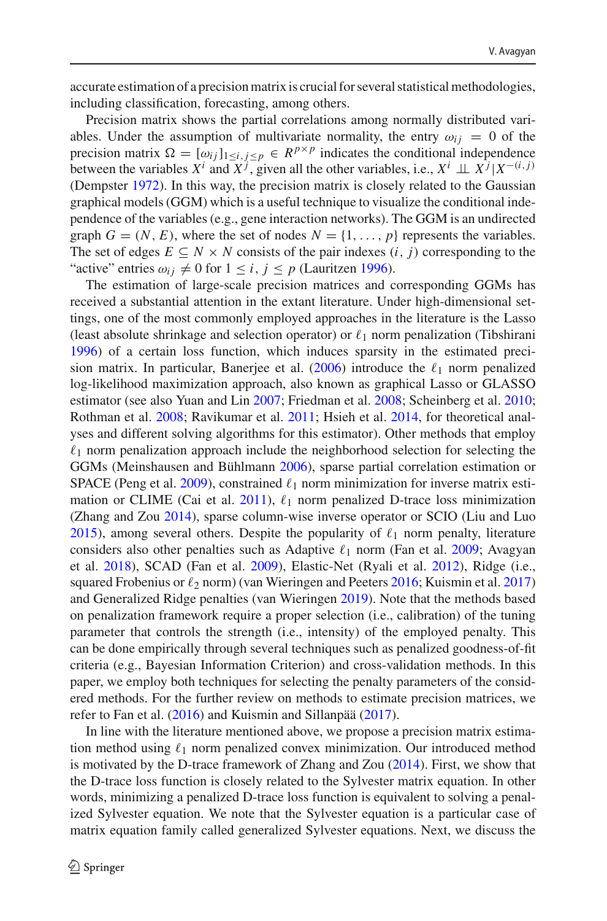accurate estimation of a precision matrix is crucial for several statistical methodologies, including classification, forecasting, among others.

Precision matrix shows the partial correlations among normally distributed variables. Under the assumption of multivariate normality, the entry $\omega_{ij} = 0$ of the precision matrix $\Omega = [\omega_{ij}]_{1 \leq i,j \leq p} \in R^{p \times p}$ indicates the conditional independence between the variables $X^i$ and $X^j$, given all the other variables, i.e., $X^i \perp\!\!\!\perp X^j | X^{-(i,j)}$ (Dempster 1972). In this way, the precision matrix is closely related to the Gaussian graphical models (GGM) which is a useful technique to visualize the conditional independence of the variables (e.g., gene interaction networks). The GGM is an undirected graph $G = (N, E)$, where the set of nodes $N = \{1, \ldots, p\}$ represents the variables. The set of edges $E \subseteq N \times N$ consists of the pair indexes $(i, j)$ corresponding to the "active" entries $\omega_{ij} \neq 0$ for $1 \leq i, j \leq p$ (Lauritzen 1996).

The estimation of large-scale precision matrices and corresponding GGMs has received a substantial attention in the extant literature. Under high-dimensional settings, one of the most commonly employed approaches in the literature is the Lasso (least absolute shrinkage and selection operator) or $\ell_1$ norm penalization (Tibshirani 1996) of a certain loss function, which induces sparsity in the estimated precision matrix. In particular, Banerjee et al. (2006) introduce the $\ell_1$ norm penalized log-likelihood maximization approach, also known as graphical Lasso or GLASSO estimator (see also Yuan and Lin 2007; Friedman et al. 2008; Scheinberg et al. 2010; Rothman et al. 2008; Ravikumar et al. 2011; Hsieh et al. 2014, for theoretical analyses and different solving algorithms for this estimator). Other methods that employ $\ell_1$ norm penalization approach include the neighborhood selection for selecting the GGMs (Meinshausen and Bühlmann 2006), sparse partial correlation estimation or SPACE (Peng et al. 2009), constrained $\ell_1$ norm minimization for inverse matrix estimation or CLIME (Cai et al. 2011), $\ell_1$ norm penalized D-trace loss minimization (Zhang and Zou 2014), sparse column-wise inverse operator or SCIO (Liu and Luo 2015), among several others. Despite the popularity of $\ell_1$ norm penalty, literature considers also other penalties such as Adaptive $\ell_1$ norm (Fan et al. 2009; Avagyan et al. 2018), SCAD (Fan et al. 2009), Elastic-Net (Ryali et al. 2012), Ridge (i.e., squared Frobenius or $\ell_2$ norm) (van Wieringen and Peeters 2016; Kuismin et al. 2017) and Generalized Ridge penalties (van Wieringen 2019). Note that the methods based on penalization framework require a proper selection (i.e., calibration) of the tuning parameter that controls the strength (i.e., intensity) of the employed penalty. This can be done empirically through several techniques such as penalized goodness-of-fit criteria (e.g., Bayesian Information Criterion) and cross-validation methods. In this paper, we employ both techniques for selecting the penalty parameters of the considered methods. For the further review on methods to estimate precision matrices, we refer to Fan et al. (2016) and Kuismin and Sillanpää (2017).

In line with the literature mentioned above, we propose a precision matrix estimation method using $\ell_1$ norm penalized convex minimization. Our introduced method is motivated by the D-trace framework of Zhang and Zou (2014). First, we show that the D-trace loss function is closely related to the Sylvester matrix equation. In other words, minimizing a penalized D-trace loss function is equivalent to solving a penalized Sylvester equation. We note that the Sylvester equation is a particular case of matrix equation family called generalized Sylvester equations. Next, we discuss the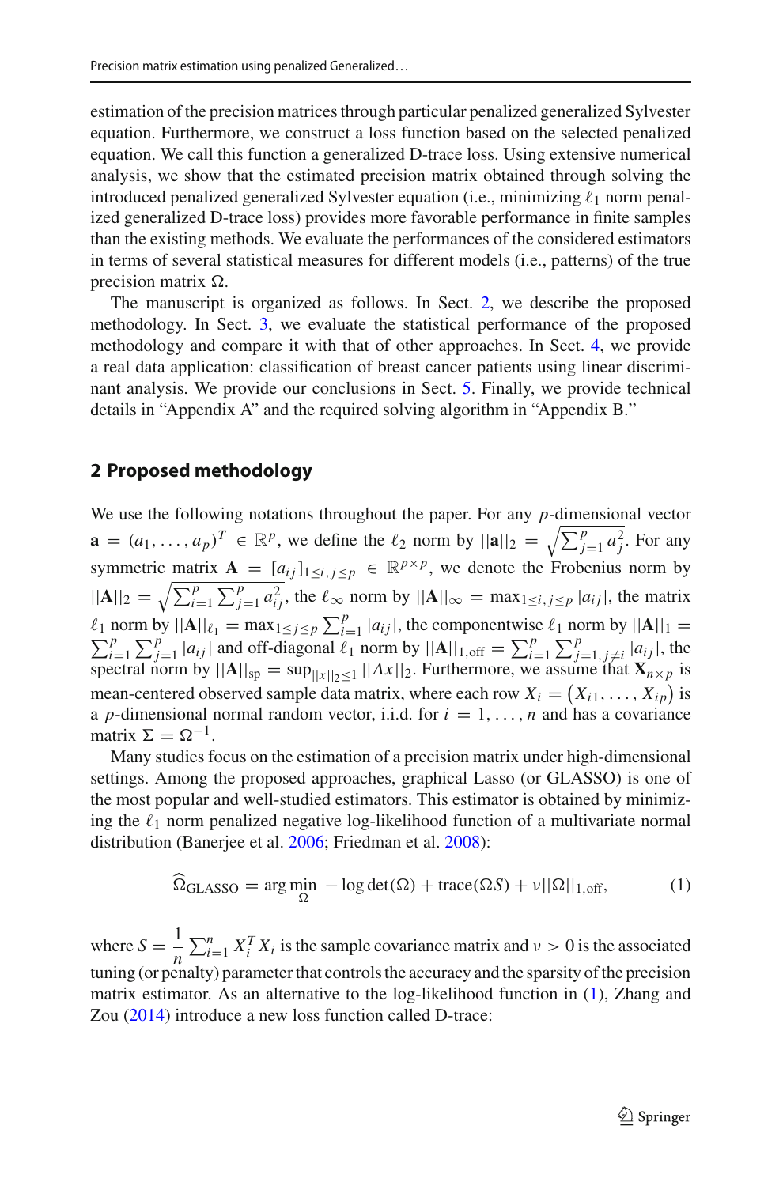estimation of the precision matrices through particular penalized generalized Sylvester equation. Furthermore, we construct a loss function based on the selected penalized equation. We call this function a generalized D-trace loss. Using extensive numerical analysis, we show that the estimated precision matrix obtained through solving the introduced penalized generalized Sylvester equation (i.e., minimizing $\ell_1$ norm penalized generalized D-trace loss) provides more favorable performance in finite samples than the existing methods. We evaluate the performances of the considered estimators in terms of several statistical measures for different models (i.e., patterns) of the true precision matrix $\Omega$.

The manuscript is organized as follows. In Sect. 2, we describe the proposed methodology. In Sect. 3, we evaluate the statistical performance of the proposed methodology and compare it with that of other approaches. In Sect. 4, we provide a real data application: classification of breast cancer patients using linear discriminant analysis. We provide our conclusions in Sect. 5. Finally, we provide technical details in "Appendix A" and the required solving algorithm in "Appendix B."

## 2 Proposed methodology

We use the following notations throughout the paper. For any $p$-dimensional vector $\mathbf{a} = (a_1, \ldots, a_p)^T \in \mathbb{R}^p$, we define the $\ell_2$ norm by $||\mathbf{a}||_2 = \sqrt{\sum_{j=1}^p a_j^2}$. For any symmetric matrix $\mathbf{A} = [a_{ij}]_{1 \le i,j \le p} \in \mathbb{R}^{p \times p}$, we denote the Frobenius norm by $||\mathbf{A}||_2 = \sqrt{\sum_{i=1}^p \sum_{j=1}^p a_{ij}^2}$, the $\ell_\infty$ norm by $||\mathbf{A}||_\infty = \max_{1 \le i,j \le p} |a_{ij}|$, the matrix $\ell_1$ norm by $||\mathbf{A}||_{\ell_1} = \max_{1 \le j \le p} \sum_{i=1}^p |a_{ij}|$, the componentwise $\ell_1$ norm by $||\mathbf{A}||_1 = \sum_{i=1}^p \sum_{j=1}^p |a_{ij}|$ and off-diagonal $\ell_1$ norm by $||\mathbf{A}||_{1,\text{off}} = \sum_{i=1}^p \sum_{j=1, j \ne i}^p |a_{ij}|$, the spectral norm by $||\mathbf{A}||_{\text{sp}} = \sup_{||x||_2 \le 1} ||Ax||_2$. Furthermore, we assume that $\mathbf{X}_{n \times p}$ is mean-centered observed sample data matrix, where each row $X_i = (X_{i1}, \ldots, X_{ip})$ is a $p$-dimensional normal random vector, i.i.d. for $i = 1, \ldots, n$ and has a covariance matrix $\Sigma = \Omega^{-1}$.

Many studies focus on the estimation of a precision matrix under high-dimensional settings. Among the proposed approaches, graphical Lasso (or GLASSO) is one of the most popular and well-studied estimators. This estimator is obtained by minimizing the $\ell_1$ norm penalized negative log-likelihood function of a multivariate normal distribution (Banerjee et al. 2006; Friedman et al. 2008):

$$\widehat{\Omega}_{\text{GLASSO}} = \arg\min_{\Omega} \; -\log\det(\Omega) + \text{trace}(\Omega S) + \nu ||\Omega||_{1,\text{off}}, \tag{1}$$

where $S = \frac{1}{n} \sum_{i=1}^n X_i^T X_i$ is the sample covariance matrix and $\nu > 0$ is the associated tuning (or penalty) parameter that controls the accuracy and the sparsity of the precision matrix estimator. As an alternative to the log-likelihood function in (1), Zhang and Zou (2014) introduce a new loss function called D-trace: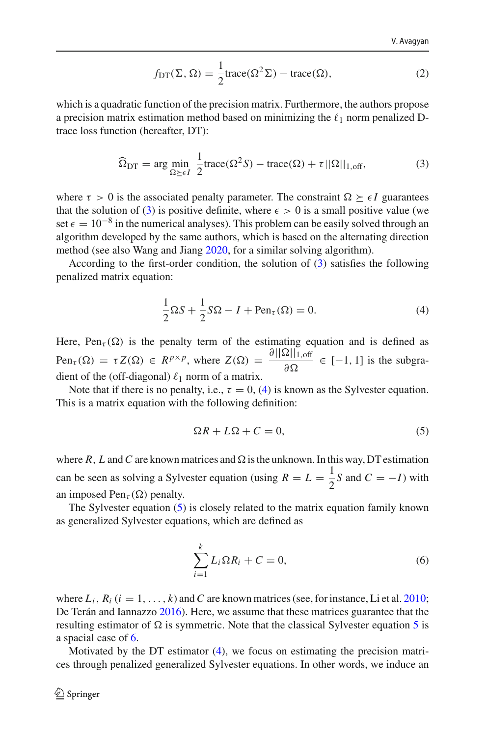$$f_{\mathrm{DT}}(\Sigma, \Omega) = \frac{1}{2}\mathrm{trace}(\Omega^2 \Sigma) - \mathrm{trace}(\Omega), \tag{2}$$

which is a quadratic function of the precision matrix. Furthermore, the authors propose a precision matrix estimation method based on minimizing the $\ell_1$ norm penalized D-trace loss function (hereafter, DT):

$$\widehat{\Omega}_{\mathrm{DT}} = \arg\min_{\Omega \succeq \epsilon I} \frac{1}{2}\mathrm{trace}(\Omega^2 S) - \mathrm{trace}(\Omega) + \tau ||\Omega||_{1,\mathrm{off}}, \tag{3}$$

where $\tau > 0$ is the associated penalty parameter. The constraint $\Omega \succeq \epsilon I$ guarantees that the solution of (3) is positive definite, where $\epsilon > 0$ is a small positive value (we set $\epsilon = 10^{-8}$ in the numerical analyses). This problem can be easily solved through an algorithm developed by the same authors, which is based on the alternating direction method (see also Wang and Jiang 2020, for a similar solving algorithm).

According to the first-order condition, the solution of (3) satisfies the following penalized matrix equation:

$$\frac{1}{2}\Omega S + \frac{1}{2}S\Omega - I + \mathrm{Pen}_\tau(\Omega) = 0. \tag{4}$$

Here, $\mathrm{Pen}_\tau(\Omega)$ is the penalty term of the estimating equation and is defined as $\mathrm{Pen}_\tau(\Omega) = \tau Z(\Omega) \in R^{p \times p}$, where $Z(\Omega) = \dfrac{\partial ||\Omega||_{1,\mathrm{off}}}{\partial \Omega} \in [-1, 1]$ is the subgradient of the (off-diagonal) $\ell_1$ norm of a matrix.

Note that if there is no penalty, i.e., $\tau = 0$, (4) is known as the Sylvester equation. This is a matrix equation with the following definition:

$$\Omega R + L\Omega + C = 0, \tag{5}$$

where $R$, $L$ and $C$ are known matrices and $\Omega$ is the unknown. In this way, DT estimation can be seen as solving a Sylvester equation (using $R = L = \dfrac{1}{2}S$ and $C = -I$) with an imposed $\mathrm{Pen}_\tau(\Omega)$ penalty.

The Sylvester equation (5) is closely related to the matrix equation family known as generalized Sylvester equations, which are defined as

$$\sum_{i=1}^{k} L_i \Omega R_i + C = 0, \tag{6}$$

where $L_i$, $R_i$ $(i = 1, \ldots, k)$ and $C$ are known matrices (see, for instance, Li et al. 2010; De Terán and Iannazzo 2016). Here, we assume that these matrices guarantee that the resulting estimator of $\Omega$ is symmetric. Note that the classical Sylvester equation 5 is a spacial case of 6.

Motivated by the DT estimator (4), we focus on estimating the precision matrices through penalized generalized Sylvester equations. In other words, we induce an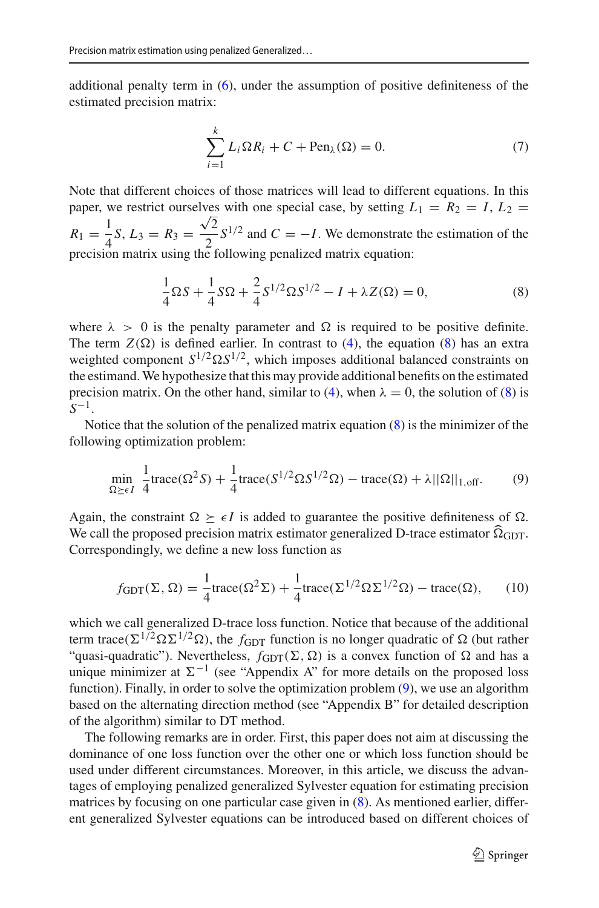additional penalty term in (6), under the assumption of positive definiteness of the estimated precision matrix:

$$\sum_{i=1}^{k} L_i \Omega R_i + C + \text{Pen}_\lambda(\Omega) = 0. \tag{7}$$

Note that different choices of those matrices will lead to different equations. In this paper, we restrict ourselves with one special case, by setting $L_1 = R_2 = I$, $L_2 = R_1 = \frac{1}{4}S$, $L_3 = R_3 = \frac{\sqrt{2}}{2}S^{1/2}$ and $C = -I$. We demonstrate the estimation of the precision matrix using the following penalized matrix equation:

$$\frac{1}{4}\Omega S + \frac{1}{4}S\Omega + \frac{2}{4}S^{1/2}\Omega S^{1/2} - I + \lambda Z(\Omega) = 0, \tag{8}$$

where $\lambda > 0$ is the penalty parameter and $\Omega$ is required to be positive definite. The term $Z(\Omega)$ is defined earlier. In contrast to (4), the equation (8) has an extra weighted component $S^{1/2}\Omega S^{1/2}$, which imposes additional balanced constraints on the estimand. We hypothesize that this may provide additional benefits on the estimated precision matrix. On the other hand, similar to (4), when $\lambda = 0$, the solution of (8) is $S^{-1}$.

Notice that the solution of the penalized matrix equation (8) is the minimizer of the following optimization problem:

$$\min_{\Omega \succeq \epsilon I} \frac{1}{4}\text{trace}(\Omega^2 S) + \frac{1}{4}\text{trace}(S^{1/2}\Omega S^{1/2}\Omega) - \text{trace}(\Omega) + \lambda ||\Omega||_{1,\text{off}}. \tag{9}$$

Again, the constraint $\Omega \succeq \epsilon I$ is added to guarantee the positive definiteness of $\Omega$. We call the proposed precision matrix estimator generalized D-trace estimator $\widehat{\Omega}_{\text{GDT}}$. Correspondingly, we define a new loss function as

$$f_{\text{GDT}}(\Sigma, \Omega) = \frac{1}{4}\text{trace}(\Omega^2\Sigma) + \frac{1}{4}\text{trace}(\Sigma^{1/2}\Omega\Sigma^{1/2}\Omega) - \text{trace}(\Omega), \tag{10}$$

which we call generalized D-trace loss function. Notice that because of the additional term $\text{trace}(\Sigma^{1/2}\Omega\Sigma^{1/2}\Omega)$, the $f_{\text{GDT}}$ function is no longer quadratic of $\Omega$ (but rather "quasi-quadratic"). Nevertheless, $f_{\text{GDT}}(\Sigma, \Omega)$ is a convex function of $\Omega$ and has a unique minimizer at $\Sigma^{-1}$ (see "Appendix A" for more details on the proposed loss function). Finally, in order to solve the optimization problem (9), we use an algorithm based on the alternating direction method (see "Appendix B" for detailed description of the algorithm) similar to DT method.

The following remarks are in order. First, this paper does not aim at discussing the dominance of one loss function over the other one or which loss function should be used under different circumstances. Moreover, in this article, we discuss the advantages of employing penalized generalized Sylvester equation for estimating precision matrices by focusing on one particular case given in (8). As mentioned earlier, different generalized Sylvester equations can be introduced based on different choices of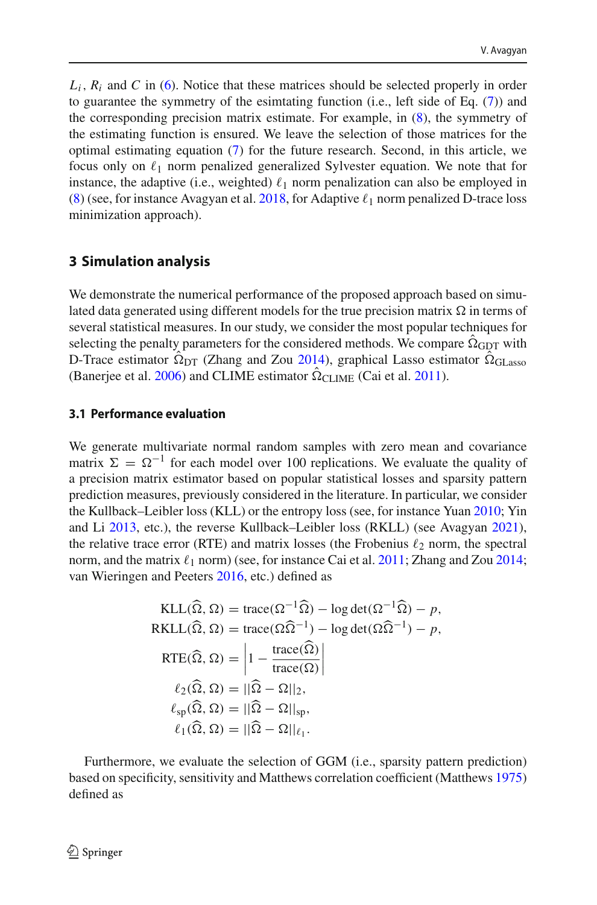$L_i$, $R_i$ and $C$ in (6). Notice that these matrices should be selected properly in order to guarantee the symmetry of the esimtating function (i.e., left side of Eq. (7)) and the corresponding precision matrix estimate. For example, in (8), the symmetry of the estimating function is ensured. We leave the selection of those matrices for the optimal estimating equation (7) for the future research. Second, in this article, we focus only on $\ell_1$ norm penalized generalized Sylvester equation. We note that for instance, the adaptive (i.e., weighted) $\ell_1$ norm penalization can also be employed in (8) (see, for instance Avagyan et al. 2018, for Adaptive $\ell_1$ norm penalized D-trace loss minimization approach).

## 3 Simulation analysis

We demonstrate the numerical performance of the proposed approach based on simulated data generated using different models for the true precision matrix $\Omega$ in terms of several statistical measures. In our study, we consider the most popular techniques for selecting the penalty parameters for the considered methods. We compare $\hat{\Omega}_{\text{GDT}}$ with D-Trace estimator $\hat{\Omega}_{\text{DT}}$ (Zhang and Zou 2014), graphical Lasso estimator $\hat{\Omega}_{\text{GLasso}}$ (Banerjee et al. 2006) and CLIME estimator $\hat{\Omega}_{\text{CLIME}}$ (Cai et al. 2011).

### 3.1 Performance evaluation

We generate multivariate normal random samples with zero mean and covariance matrix $\Sigma = \Omega^{-1}$ for each model over 100 replications. We evaluate the quality of a precision matrix estimator based on popular statistical losses and sparsity pattern prediction measures, previously considered in the literature. In particular, we consider the Kullback–Leibler loss (KLL) or the entropy loss (see, for instance Yuan 2010; Yin and Li 2013, etc.), the reverse Kullback–Leibler loss (RKLL) (see Avagyan 2021), the relative trace error (RTE) and matrix losses (the Frobenius $\ell_2$ norm, the spectral norm, and the matrix $\ell_1$ norm) (see, for instance Cai et al. 2011; Zhang and Zou 2014; van Wieringen and Peeters 2016, etc.) defined as

$$
\begin{aligned}
\text{KLL}(\widehat{\Omega}, \Omega) &= \text{trace}(\Omega^{-1}\widehat{\Omega}) - \log\det(\Omega^{-1}\widehat{\Omega}) - p, \\
\text{RKLL}(\widehat{\Omega}, \Omega) &= \text{trace}(\Omega\widehat{\Omega}^{-1}) - \log\det(\Omega\widehat{\Omega}^{-1}) - p, \\
\text{RTE}(\widehat{\Omega}, \Omega) &= \left|1 - \frac{\text{trace}(\widehat{\Omega})}{\text{trace}(\Omega)}\right| \\
\ell_2(\widehat{\Omega}, \Omega) &= ||\widehat{\Omega} - \Omega||_2, \\
\ell_{\text{sp}}(\widehat{\Omega}, \Omega) &= ||\widehat{\Omega} - \Omega||_{\text{sp}}, \\
\ell_1(\widehat{\Omega}, \Omega) &= ||\widehat{\Omega} - \Omega||_{\ell_1}.
\end{aligned}
$$

Furthermore, we evaluate the selection of GGM (i.e., sparsity pattern prediction) based on specificity, sensitivity and Matthews correlation coefficient (Matthews 1975) defined as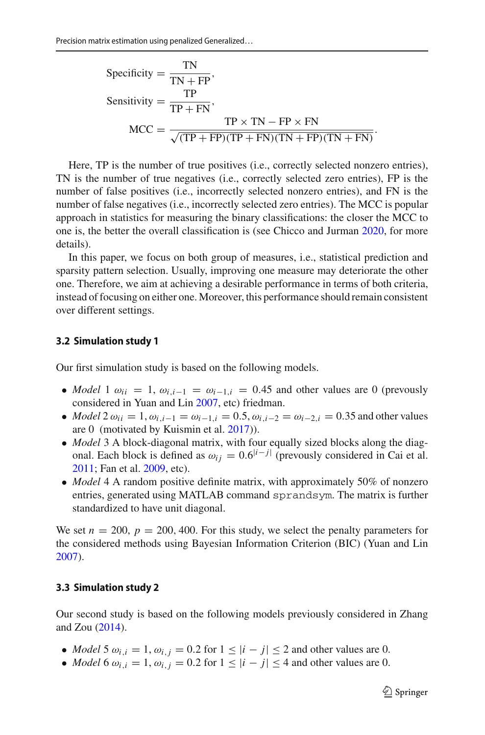$$
\text{Specificity} = \frac{\text{TN}}{\text{TN} + \text{FP}},
$$

$$
\text{Sensitivity} = \frac{\text{TP}}{\text{TP} + \text{FN}},
$$

$$
\text{MCC} = \frac{\text{TP} \times \text{TN} - \text{FP} \times \text{FN}}{\sqrt{(\text{TP} + \text{FP})(\text{TP} + \text{FN})(\text{TN} + \text{FP})(\text{TN} + \text{FN})}}.
$$

Here, TP is the number of true positives (i.e., correctly selected nonzero entries), TN is the number of true negatives (i.e., correctly selected zero entries), FP is the number of false positives (i.e., incorrectly selected nonzero entries), and FN is the number of false negatives (i.e., incorrectly selected zero entries). The MCC is popular approach in statistics for measuring the binary classifications: the closer the MCC to one is, the better the overall classification is (see Chicco and Jurman 2020, for more details).

In this paper, we focus on both group of measures, i.e., statistical prediction and sparsity pattern selection. Usually, improving one measure may deteriorate the other one. Therefore, we aim at achieving a desirable performance in terms of both criteria, instead of focusing on either one. Moreover, this performance should remain consistent over different settings.

### 3.2 Simulation study 1

Our first simulation study is based on the following models.

- *Model* 1 $\omega_{ii} = 1$, $\omega_{i,i-1} = \omega_{i-1,i} = 0.45$ and other values are 0 (prevously considered in Yuan and Lin 2007, etc) friedman.
- *Model* 2 $\omega_{ii} = 1, \omega_{i,i-1} = \omega_{i-1,i} = 0.5, \omega_{i,i-2} = \omega_{i-2,i} = 0.35$ and other values are 0 (motivated by Kuismin et al. 2017)).
- *Model* 3 A block-diagonal matrix, with four equally sized blocks along the diagonal. Each block is defined as $\omega_{ij} = 0.6^{|i-j|}$ (previously considered in Cai et al. 2011; Fan et al. 2009, etc).
- *Model* 4 A random positive definite matrix, with approximately 50% of nonzero entries, generated using MATLAB command `sprandsym`. The matrix is further standardized to have unit diagonal.

We set $n = 200$, $p = 200, 400$. For this study, we select the penalty parameters for the considered methods using Bayesian Information Criterion (BIC) (Yuan and Lin 2007).

### 3.3 Simulation study 2

Our second study is based on the following models previously considered in Zhang and Zou (2014).

- *Model* 5 $\omega_{i,i} = 1, \omega_{i,j} = 0.2$ for $1 \leq |i - j| \leq 2$ and other values are 0.
- *Model* 6 $\omega_{i,i} = 1, \omega_{i,j} = 0.2$ for $1 \leq |i - j| \leq 4$ and other values are 0.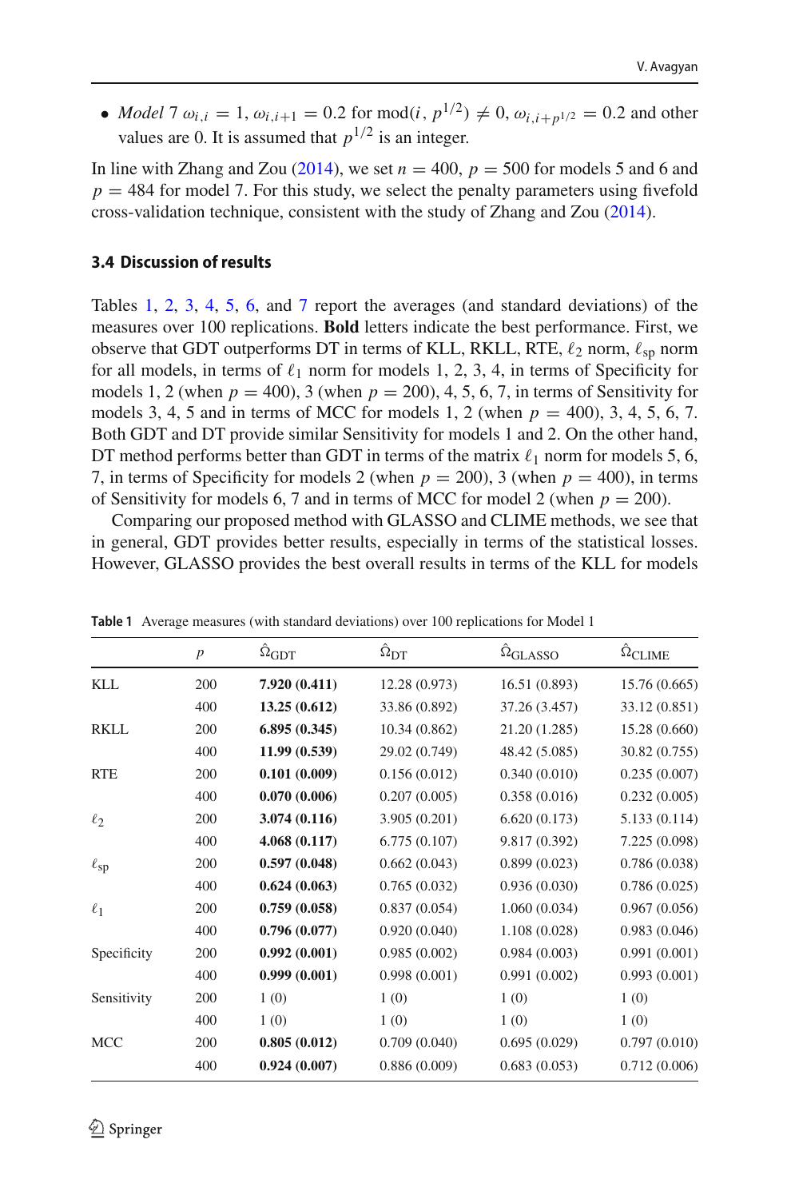- *Model* 7 $\omega_{i,i} = 1$, $\omega_{i,i+1} = 0.2$ for $\text{mod}(i, p^{1/2}) \neq 0$, $\omega_{i,i+p^{1/2}} = 0.2$ and other values are 0. It is assumed that $p^{1/2}$ is an integer.

In line with Zhang and Zou (2014), we set $n = 400$, $p = 500$ for models 5 and 6 and $p = 484$ for model 7. For this study, we select the penalty parameters using fivefold cross-validation technique, consistent with the study of Zhang and Zou (2014).

### 3.4 Discussion of results

Tables 1, 2, 3, 4, 5, 6, and 7 report the averages (and standard deviations) of the measures over 100 replications. **Bold** letters indicate the best performance. First, we observe that GDT outperforms DT in terms of KLL, RKLL, RTE, $\ell_2$ norm, $\ell_{\text{sp}}$ norm for all models, in terms of $\ell_1$ norm for models 1, 2, 3, 4, in terms of Specificity for models 1, 2 (when $p = 400$), 3 (when $p = 200$), 4, 5, 6, 7, in terms of Sensitivity for models 3, 4, 5 and in terms of MCC for models 1, 2 (when $p = 400$), 3, 4, 5, 6, 7. Both GDT and DT provide similar Sensitivity for models 1 and 2. On the other hand, DT method performs better than GDT in terms of the matrix $\ell_1$ norm for models 5, 6, 7, in terms of Specificity for models 2 (when $p = 200$), 3 (when $p = 400$), in terms of Sensitivity for models 6, 7 and in terms of MCC for model 2 (when $p = 200$).

Comparing our proposed method with GLASSO and CLIME methods, we see that in general, GDT provides better results, especially in terms of the statistical losses. However, GLASSO provides the best overall results in terms of the KLL for models

**Table 1** Average measures (with standard deviations) over 100 replications for Model 1

| | $p$ | $\hat{\Omega}_{\text{GDT}}$ | $\hat{\Omega}_{\text{DT}}$ | $\hat{\Omega}_{\text{GLASSO}}$ | $\hat{\Omega}_{\text{CLIME}}$ |
|---|---|---|---|---|---|
| KLL | 200 | **7.920 (0.411)** | 12.28 (0.973) | 16.51 (0.893) | 15.76 (0.665) |
| | 400 | **13.25 (0.612)** | 33.86 (0.892) | 37.26 (3.457) | 33.12 (0.851) |
| RKLL | 200 | **6.895 (0.345)** | 10.34 (0.862) | 21.20 (1.285) | 15.28 (0.660) |
| | 400 | **11.99 (0.539)** | 29.02 (0.749) | 48.42 (5.085) | 30.82 (0.755) |
| RTE | 200 | **0.101 (0.009)** | 0.156 (0.012) | 0.340 (0.010) | 0.235 (0.007) |
| | 400 | **0.070 (0.006)** | 0.207 (0.005) | 0.358 (0.016) | 0.232 (0.005) |
| $\ell_2$ | 200 | **3.074 (0.116)** | 3.905 (0.201) | 6.620 (0.173) | 5.133 (0.114) |
| | 400 | **4.068 (0.117)** | 6.775 (0.107) | 9.817 (0.392) | 7.225 (0.098) |
| $\ell_{\text{sp}}$ | 200 | **0.597 (0.048)** | 0.662 (0.043) | 0.899 (0.023) | 0.786 (0.038) |
| | 400 | **0.624 (0.063)** | 0.765 (0.032) | 0.936 (0.030) | 0.786 (0.025) |
| $\ell_1$ | 200 | **0.759 (0.058)** | 0.837 (0.054) | 1.060 (0.034) | 0.967 (0.056) |
| | 400 | **0.796 (0.077)** | 0.920 (0.040) | 1.108 (0.028) | 0.983 (0.046) |
| Specificity | 200 | **0.992 (0.001)** | 0.985 (0.002) | 0.984 (0.003) | 0.991 (0.001) |
| | 400 | **0.999 (0.001)** | 0.998 (0.001) | 0.991 (0.002) | 0.993 (0.001) |
| Sensitivity | 200 | 1 (0) | 1 (0) | 1 (0) | 1 (0) |
| | 400 | 1 (0) | 1 (0) | 1 (0) | 1 (0) |
| MCC | 200 | **0.805 (0.012)** | 0.709 (0.040) | 0.695 (0.029) | 0.797 (0.010) |
| | 400 | **0.924 (0.007)** | 0.886 (0.009) | 0.683 (0.053) | 0.712 (0.006) |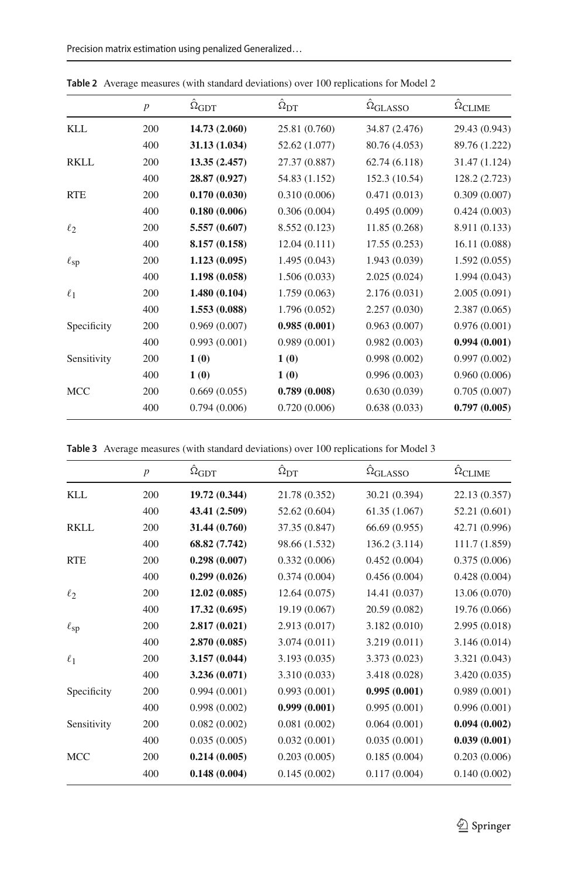**Table 2** Average measures (with standard deviations) over 100 replications for Model 2

| | $p$ | $\hat{\Omega}_{\text{GDT}}$ | $\hat{\Omega}_{\text{DT}}$ | $\hat{\Omega}_{\text{GLASSO}}$ | $\hat{\Omega}_{\text{CLIME}}$ |
|---|---|---|---|---|---|
| KLL | 200 | **14.73 (2.060)** | 25.81 (0.760) | 34.87 (2.476) | 29.43 (0.943) |
| | 400 | **31.13 (1.034)** | 52.62 (1.077) | 80.76 (4.053) | 89.76 (1.222) |
| RKLL | 200 | **13.35 (2.457)** | 27.37 (0.887) | 62.74 (6.118) | 31.47 (1.124) |
| | 400 | **28.87 (0.927)** | 54.83 (1.152) | 152.3 (10.54) | 128.2 (2.723) |
| RTE | 200 | **0.170 (0.030)** | 0.310 (0.006) | 0.471 (0.013) | 0.309 (0.007) |
| | 400 | **0.180 (0.006)** | 0.306 (0.004) | 0.495 (0.009) | 0.424 (0.003) |
| $\ell_2$ | 200 | **5.557 (0.607)** | 8.552 (0.123) | 11.85 (0.268) | 8.911 (0.133) |
| | 400 | **8.157 (0.158)** | 12.04 (0.111) | 17.55 (0.253) | 16.11 (0.088) |
| $\ell_{\text{sp}}$ | 200 | **1.123 (0.095)** | 1.495 (0.043) | 1.943 (0.039) | 1.592 (0.055) |
| | 400 | **1.198 (0.058)** | 1.506 (0.033) | 2.025 (0.024) | 1.994 (0.043) |
| $\ell_1$ | 200 | **1.480 (0.104)** | 1.759 (0.063) | 2.176 (0.031) | 2.005 (0.091) |
| | 400 | **1.553 (0.088)** | 1.796 (0.052) | 2.257 (0.030) | 2.387 (0.065) |
| Specificity | 200 | 0.969 (0.007) | **0.985 (0.001)** | 0.963 (0.007) | 0.976 (0.001) |
| | 400 | 0.993 (0.001) | 0.989 (0.001) | 0.982 (0.003) | **0.994 (0.001)** |
| Sensitivity | 200 | **1 (0)** | **1 (0)** | 0.998 (0.002) | 0.997 (0.002) |
| | 400 | **1 (0)** | **1 (0)** | 0.996 (0.003) | 0.960 (0.006) |
| MCC | 200 | 0.669 (0.055) | **0.789 (0.008)** | 0.630 (0.039) | 0.705 (0.007) |
| | 400 | 0.794 (0.006) | 0.720 (0.006) | 0.638 (0.033) | **0.797 (0.005)** |

**Table 3** Average measures (with standard deviations) over 100 replications for Model 3

| | $p$ | $\hat{\Omega}_{\text{GDT}}$ | $\hat{\Omega}_{\text{DT}}$ | $\hat{\Omega}_{\text{GLASSO}}$ | $\hat{\Omega}_{\text{CLIME}}$ |
|---|---|---|---|---|---|
| KLL | 200 | **19.72 (0.344)** | 21.78 (0.352) | 30.21 (0.394) | 22.13 (0.357) |
| | 400 | **43.41 (2.509)** | 52.62 (0.604) | 61.35 (1.067) | 52.21 (0.601) |
| RKLL | 200 | **31.44 (0.760)** | 37.35 (0.847) | 66.69 (0.955) | 42.71 (0.996) |
| | 400 | **68.82 (7.742)** | 98.66 (1.532) | 136.2 (3.114) | 111.7 (1.859) |
| RTE | 200 | **0.298 (0.007)** | 0.332 (0.006) | 0.452 (0.004) | 0.375 (0.006) |
| | 400 | **0.299 (0.026)** | 0.374 (0.004) | 0.456 (0.004) | 0.428 (0.004) |
| $\ell_2$ | 200 | **12.02 (0.085)** | 12.64 (0.075) | 14.41 (0.037) | 13.06 (0.070) |
| | 400 | **17.32 (0.695)** | 19.19 (0.067) | 20.59 (0.082) | 19.76 (0.066) |
| $\ell_{\text{sp}}$ | 200 | **2.817 (0.021)** | 2.913 (0.017) | 3.182 (0.010) | 2.995 (0.018) |
| | 400 | **2.870 (0.085)** | 3.074 (0.011) | 3.219 (0.011) | 3.146 (0.014) |
| $\ell_1$ | 200 | **3.157 (0.044)** | 3.193 (0.035) | 3.373 (0.023) | 3.321 (0.043) |
| | 400 | **3.236 (0.071)** | 3.310 (0.033) | 3.418 (0.028) | 3.420 (0.035) |
| Specificity | 200 | 0.994 (0.001) | 0.993 (0.001) | **0.995 (0.001)** | 0.989 (0.001) |
| | 400 | 0.998 (0.002) | **0.999 (0.001)** | 0.995 (0.001) | 0.996 (0.001) |
| Sensitivity | 200 | 0.082 (0.002) | 0.081 (0.002) | 0.064 (0.001) | **0.094 (0.002)** |
| | 400 | 0.035 (0.005) | 0.032 (0.001) | 0.035 (0.001) | **0.039 (0.001)** |
| MCC | 200 | **0.214 (0.005)** | 0.203 (0.005) | 0.185 (0.004) | 0.203 (0.006) |
| | 400 | **0.148 (0.004)** | 0.145 (0.002) | 0.117 (0.004) | 0.140 (0.002) |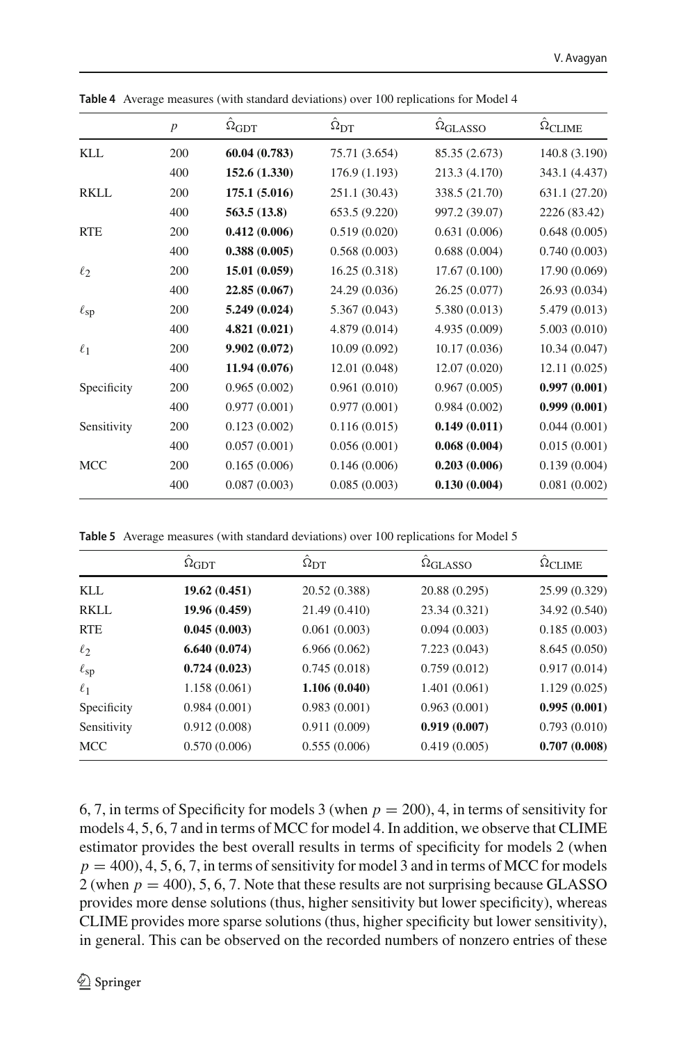**Table 4** Average measures (with standard deviations) over 100 replications for Model 4

| | $p$ | $\hat{\Omega}_{\text{GDT}}$ | $\hat{\Omega}_{\text{DT}}$ | $\hat{\Omega}_{\text{GLASSO}}$ | $\hat{\Omega}_{\text{CLIME}}$ |
|---|---|---|---|---|---|
| KLL | 200 | **60.04 (0.783)** | 75.71 (3.654) | 85.35 (2.673) | 140.8 (3.190) |
| | 400 | **152.6 (1.330)** | 176.9 (1.193) | 213.3 (4.170) | 343.1 (4.437) |
| RKLL | 200 | **175.1 (5.016)** | 251.1 (30.43) | 338.5 (21.70) | 631.1 (27.20) |
| | 400 | **563.5 (13.8)** | 653.5 (9.220) | 997.2 (39.07) | 2226 (83.42) |
| RTE | 200 | **0.412 (0.006)** | 0.519 (0.020) | 0.631 (0.006) | 0.648 (0.005) |
| | 400 | **0.388 (0.005)** | 0.568 (0.003) | 0.688 (0.004) | 0.740 (0.003) |
| $\ell_2$ | 200 | **15.01 (0.059)** | 16.25 (0.318) | 17.67 (0.100) | 17.90 (0.069) |
| | 400 | **22.85 (0.067)** | 24.29 (0.036) | 26.25 (0.077) | 26.93 (0.034) |
| $\ell_{\text{sp}}$ | 200 | **5.249 (0.024)** | 5.367 (0.043) | 5.380 (0.013) | 5.479 (0.013) |
| | 400 | **4.821 (0.021)** | 4.879 (0.014) | 4.935 (0.009) | 5.003 (0.010) |
| $\ell_1$ | 200 | **9.902 (0.072)** | 10.09 (0.092) | 10.17 (0.036) | 10.34 (0.047) |
| | 400 | **11.94 (0.076)** | 12.01 (0.048) | 12.07 (0.020) | 12.11 (0.025) |
| Specificity | 200 | 0.965 (0.002) | 0.961 (0.010) | 0.967 (0.005) | **0.997 (0.001)** |
| | 400 | 0.977 (0.001) | 0.977 (0.001) | 0.984 (0.002) | **0.999 (0.001)** |
| Sensitivity | 200 | 0.123 (0.002) | 0.116 (0.015) | **0.149 (0.011)** | 0.044 (0.001) |
| | 400 | 0.057 (0.001) | 0.056 (0.001) | **0.068 (0.004)** | 0.015 (0.001) |
| MCC | 200 | 0.165 (0.006) | 0.146 (0.006) | **0.203 (0.006)** | 0.139 (0.004) |
| | 400 | 0.087 (0.003) | 0.085 (0.003) | **0.130 (0.004)** | 0.081 (0.002) |

**Table 5** Average measures (with standard deviations) over 100 replications for Model 5

| | $\hat{\Omega}_{\text{GDT}}$ | $\hat{\Omega}_{\text{DT}}$ | $\hat{\Omega}_{\text{GLASSO}}$ | $\hat{\Omega}_{\text{CLIME}}$ |
|---|---|---|---|---|
| KLL | **19.62 (0.451)** | 20.52 (0.388) | 20.88 (0.295) | 25.99 (0.329) |
| RKLL | **19.96 (0.459)** | 21.49 (0.410) | 23.34 (0.321) | 34.92 (0.540) |
| RTE | **0.045 (0.003)** | 0.061 (0.003) | 0.094 (0.003) | 0.185 (0.003) |
| $\ell_2$ | **6.640 (0.074)** | 6.966 (0.062) | 7.223 (0.043) | 8.645 (0.050) |
| $\ell_{\text{sp}}$ | **0.724 (0.023)** | 0.745 (0.018) | 0.759 (0.012) | 0.917 (0.014) |
| $\ell_1$ | 1.158 (0.061) | **1.106 (0.040)** | 1.401 (0.061) | 1.129 (0.025) |
| Specificity | 0.984 (0.001) | 0.983 (0.001) | 0.963 (0.001) | **0.995 (0.001)** |
| Sensitivity | 0.912 (0.008) | 0.911 (0.009) | **0.919 (0.007)** | 0.793 (0.010) |
| MCC | 0.570 (0.006) | 0.555 (0.006) | 0.419 (0.005) | **0.707 (0.008)** |

6, 7, in terms of Specificity for models 3 (when $p = 200$), 4, in terms of sensitivity for models 4, 5, 6, 7 and in terms of MCC for model 4. In addition, we observe that CLIME estimator provides the best overall results in terms of specificity for models 2 (when $p = 400$), 4, 5, 6, 7, in terms of sensitivity for model 3 and in terms of MCC for models 2 (when $p = 400$), 5, 6, 7. Note that these results are not surprising because GLASSO provides more dense solutions (thus, higher sensitivity but lower specificity), whereas CLIME provides more sparse solutions (thus, higher specificity but lower sensitivity), in general. This can be observed on the recorded numbers of nonzero entries of these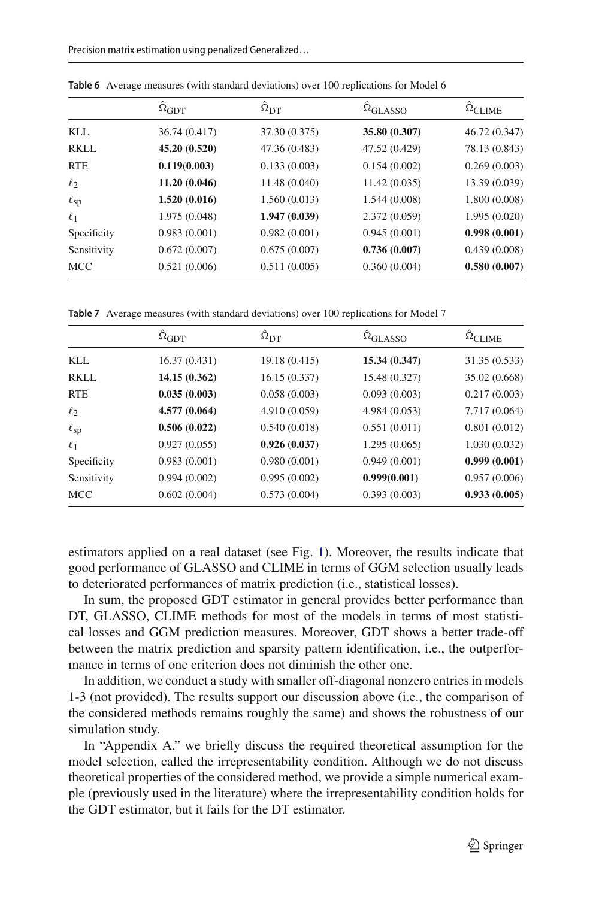**Table 6** Average measures (with standard deviations) over 100 replications for Model 6

| | $\hat{\Omega}_{\text{GDT}}$ | $\hat{\Omega}_{\text{DT}}$ | $\hat{\Omega}_{\text{GLASSO}}$ | $\hat{\Omega}_{\text{CLIME}}$ |
|---|---|---|---|---|
| KLL | 36.74 (0.417) | 37.30 (0.375) | **35.80 (0.307)** | 46.72 (0.347) |
| RKLL | **45.20 (0.520)** | 47.36 (0.483) | 47.52 (0.429) | 78.13 (0.843) |
| RTE | **0.119(0.003)** | 0.133 (0.003) | 0.154 (0.002) | 0.269 (0.003) |
| $\ell_2$ | **11.20 (0.046)** | 11.48 (0.040) | 11.42 (0.035) | 13.39 (0.039) |
| $\ell_{\text{sp}}$ | **1.520 (0.016)** | 1.560 (0.013) | 1.544 (0.008) | 1.800 (0.008) |
| $\ell_1$ | 1.975 (0.048) | **1.947 (0.039)** | 2.372 (0.059) | 1.995 (0.020) |
| Specificity | 0.983 (0.001) | 0.982 (0.001) | 0.945 (0.001) | **0.998 (0.001)** |
| Sensitivity | 0.672 (0.007) | 0.675 (0.007) | **0.736 (0.007)** | 0.439 (0.008) |
| MCC | 0.521 (0.006) | 0.511 (0.005) | 0.360 (0.004) | **0.580 (0.007)** |

**Table 7** Average measures (with standard deviations) over 100 replications for Model 7

| | $\hat{\Omega}_{\text{GDT}}$ | $\hat{\Omega}_{\text{DT}}$ | $\hat{\Omega}_{\text{GLASSO}}$ | $\hat{\Omega}_{\text{CLIME}}$ |
|---|---|---|---|---|
| KLL | 16.37 (0.431) | 19.18 (0.415) | **15.34 (0.347)** | 31.35 (0.533) |
| RKLL | **14.15 (0.362)** | 16.15 (0.337) | 15.48 (0.327) | 35.02 (0.668) |
| RTE | **0.035 (0.003)** | 0.058 (0.003) | 0.093 (0.003) | 0.217 (0.003) |
| $\ell_2$ | **4.577 (0.064)** | 4.910 (0.059) | 4.984 (0.053) | 7.717 (0.064) |
| $\ell_{\text{sp}}$ | **0.506 (0.022)** | 0.540 (0.018) | 0.551 (0.011) | 0.801 (0.012) |
| $\ell_1$ | 0.927 (0.055) | **0.926 (0.037)** | 1.295 (0.065) | 1.030 (0.032) |
| Specificity | 0.983 (0.001) | 0.980 (0.001) | 0.949 (0.001) | **0.999 (0.001)** |
| Sensitivity | 0.994 (0.002) | 0.995 (0.002) | **0.999(0.001)** | 0.957 (0.006) |
| MCC | 0.602 (0.004) | 0.573 (0.004) | 0.393 (0.003) | **0.933 (0.005)** |

estimators applied on a real dataset (see Fig. 1). Moreover, the results indicate that good performance of GLASSO and CLIME in terms of GGM selection usually leads to deteriorated performances of matrix prediction (i.e., statistical losses).

In sum, the proposed GDT estimator in general provides better performance than DT, GLASSO, CLIME methods for most of the models in terms of most statistical losses and GGM prediction measures. Moreover, GDT shows a better trade-off between the matrix prediction and sparsity pattern identification, i.e., the outperformance in terms of one criterion does not diminish the other one.

In addition, we conduct a study with smaller off-diagonal nonzero entries in models 1-3 (not provided). The results support our discussion above (i.e., the comparison of the considered methods remains roughly the same) and shows the robustness of our simulation study.

In "Appendix A," we briefly discuss the required theoretical assumption for the model selection, called the irrepresentability condition. Although we do not discuss theoretical properties of the considered method, we provide a simple numerical example (previously used in the literature) where the irrepresentability condition holds for the GDT estimator, but it fails for the DT estimator.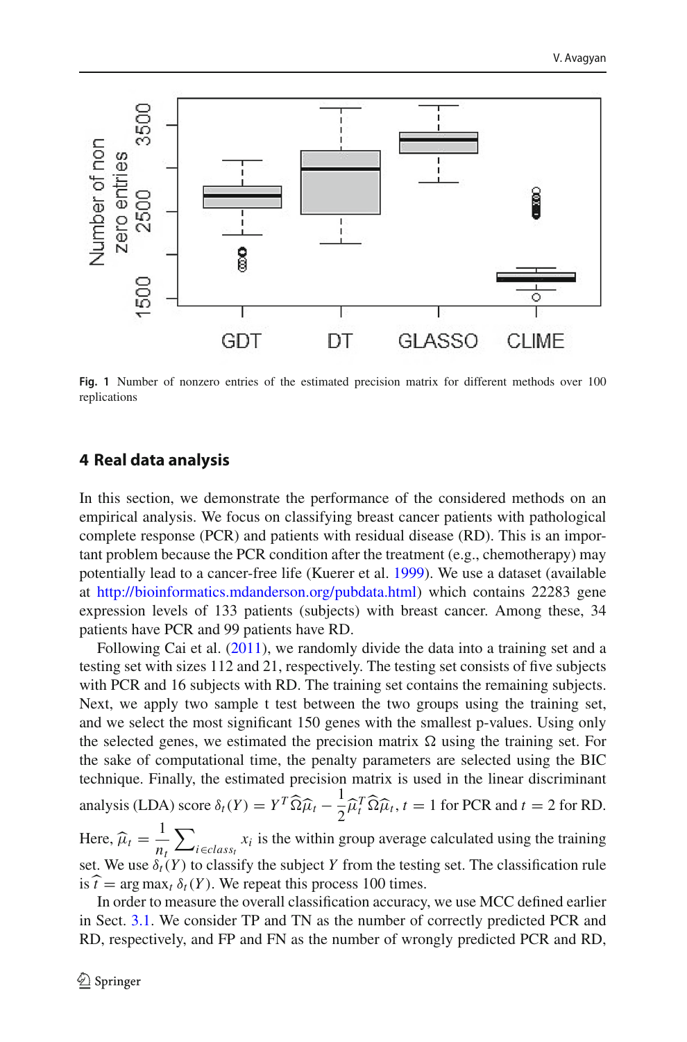Fig. 1 Number of nonzero entries of the estimated precision matrix for different methods over 100 replications

## 4 Real data analysis

In this section, we demonstrate the performance of the considered methods on an empirical analysis. We focus on classifying breast cancer patients with pathological complete response (PCR) and patients with residual disease (RD). This is an important problem because the PCR condition after the treatment (e.g., chemotherapy) may potentially lead to a cancer-free life (Kuerer et al. 1999). We use a dataset (available at http://bioinformatics.mdanderson.org/pubdata.html) which contains 22283 gene expression levels of 133 patients (subjects) with breast cancer. Among these, 34 patients have PCR and 99 patients have RD.

Following Cai et al. (2011), we randomly divide the data into a training set and a testing set with sizes 112 and 21, respectively. The testing set consists of five subjects with PCR and 16 subjects with RD. The training set contains the remaining subjects. Next, we apply two sample t test between the two groups using the training set, and we select the most significant 150 genes with the smallest p-values. Using only the selected genes, we estimated the precision matrix $\Omega$ using the training set. For the sake of computational time, the penalty parameters are selected using the BIC technique. Finally, the estimated precision matrix is used in the linear discriminant analysis (LDA) score $\delta_t(Y) = Y^T\widehat{\Omega}\widehat{\mu}_t - \frac{1}{2}\widehat{\mu}_t^T\widehat{\Omega}\widehat{\mu}_t$, $t = 1$ for PCR and $t = 2$ for RD. Here, $\widehat{\mu}_t = \frac{1}{n_t}\sum_{i\in class_t} x_i$ is the within group average calculated using the training set. We use $\delta_t(Y)$ to classify the subject $Y$ from the testing set. The classification rule is $\widehat{t} = \arg\max_t \delta_t(Y)$. We repeat this process 100 times.

In order to measure the overall classification accuracy, we use MCC defined earlier in Sect. 3.1. We consider TP and TN as the number of correctly predicted PCR and RD, respectively, and FP and FN as the number of wrongly predicted PCR and RD,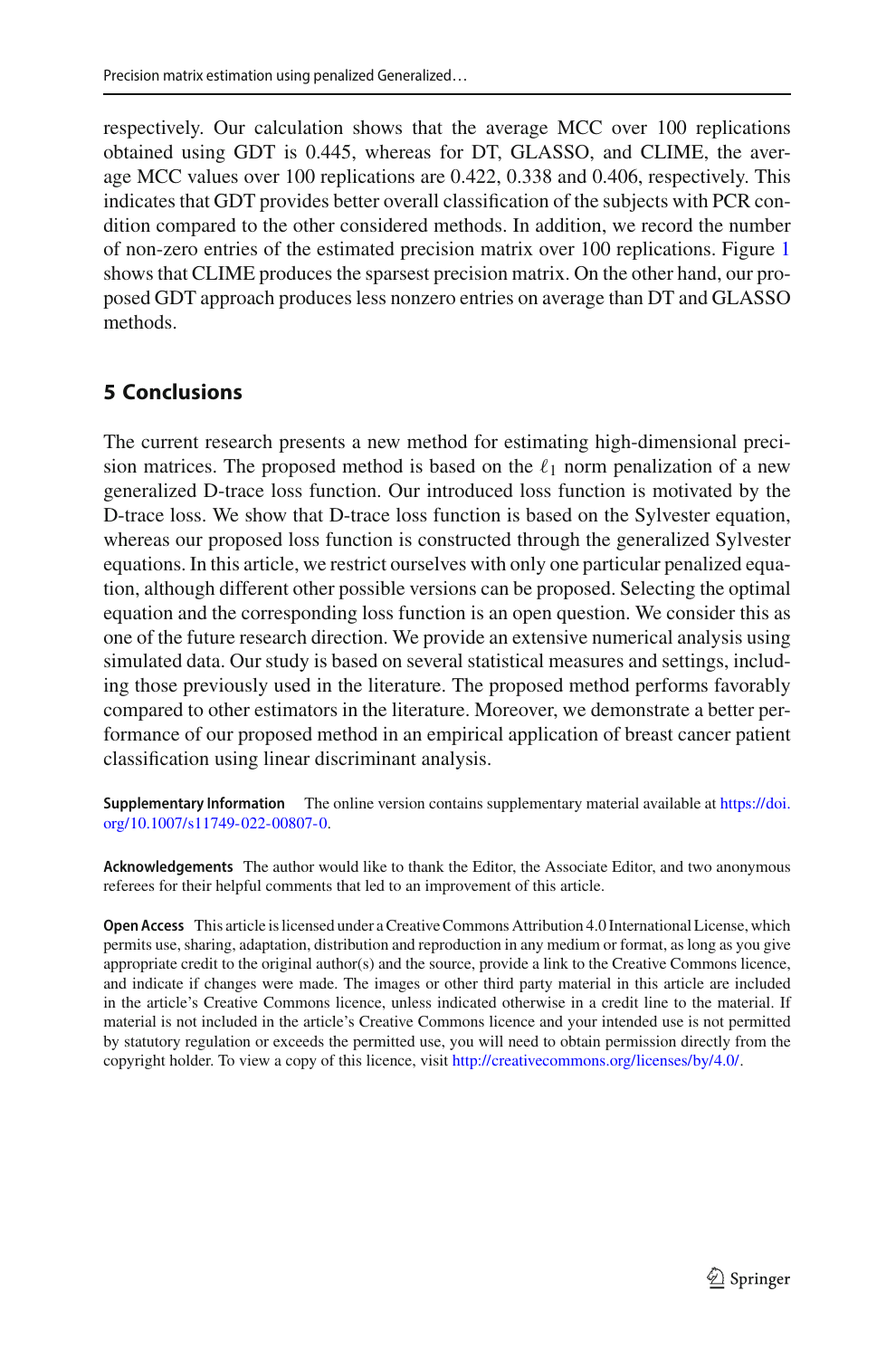respectively. Our calculation shows that the average MCC over 100 replications obtained using GDT is 0.445, whereas for DT, GLASSO, and CLIME, the average MCC values over 100 replications are 0.422, 0.338 and 0.406, respectively. This indicates that GDT provides better overall classification of the subjects with PCR condition compared to the other considered methods. In addition, we record the number of non-zero entries of the estimated precision matrix over 100 replications. Figure 1 shows that CLIME produces the sparsest precision matrix. On the other hand, our proposed GDT approach produces less nonzero entries on average than DT and GLASSO methods.

## 5 Conclusions

The current research presents a new method for estimating high-dimensional precision matrices. The proposed method is based on the $\ell_1$ norm penalization of a new generalized D-trace loss function. Our introduced loss function is motivated by the D-trace loss. We show that D-trace loss function is based on the Sylvester equation, whereas our proposed loss function is constructed through the generalized Sylvester equations. In this article, we restrict ourselves with only one particular penalized equation, although different other possible versions can be proposed. Selecting the optimal equation and the corresponding loss function is an open question. We consider this as one of the future research direction. We provide an extensive numerical analysis using simulated data. Our study is based on several statistical measures and settings, including those previously used in the literature. The proposed method performs favorably compared to other estimators in the literature. Moreover, we demonstrate a better performance of our proposed method in an empirical application of breast cancer patient classification using linear discriminant analysis.

**Supplementary Information** The online version contains supplementary material available at https://doi.org/10.1007/s11749-022-00807-0.

**Acknowledgements** The author would like to thank the Editor, the Associate Editor, and two anonymous referees for their helpful comments that led to an improvement of this article.

**Open Access** This article is licensed under a Creative Commons Attribution 4.0 International License, which permits use, sharing, adaptation, distribution and reproduction in any medium or format, as long as you give appropriate credit to the original author(s) and the source, provide a link to the Creative Commons licence, and indicate if changes were made. The images or other third party material in this article are included in the article's Creative Commons licence, unless indicated otherwise in a credit line to the material. If material is not included in the article's Creative Commons licence and your intended use is not permitted by statutory regulation or exceeds the permitted use, you will need to obtain permission directly from the copyright holder. To view a copy of this licence, visit http://creativecommons.org/licenses/by/4.0/.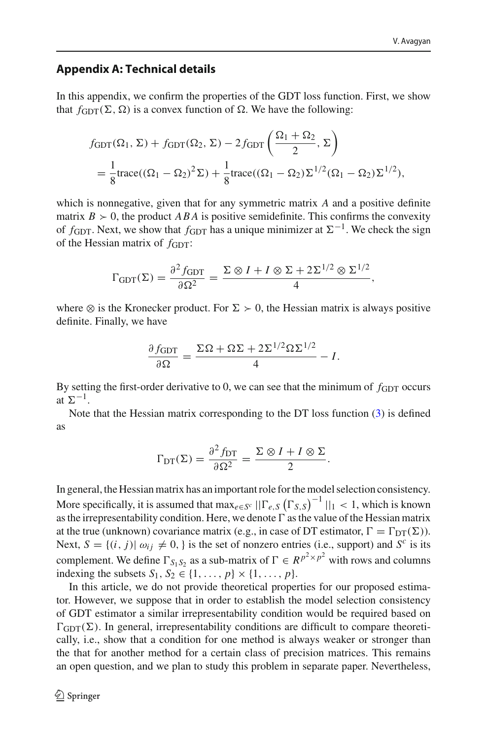## Appendix A: Technical details

In this appendix, we confirm the properties of the GDT loss function. First, we show that $f_{\text{GDT}}(\Sigma, \Omega)$ is a convex function of $\Omega$. We have the following:

$$
\begin{aligned}
& f_{\text{GDT}}(\Omega_1, \Sigma) + f_{\text{GDT}}(\Omega_2, \Sigma) - 2 f_{\text{GDT}}\left(\frac{\Omega_1 + \Omega_2}{2}, \Sigma\right) \\
&= \frac{1}{8}\text{trace}((\Omega_1 - \Omega_2)^2 \Sigma) + \frac{1}{8}\text{trace}((\Omega_1 - \Omega_2)\Sigma^{1/2}(\Omega_1 - \Omega_2)\Sigma^{1/2}),
\end{aligned}
$$

which is nonnegative, given that for any symmetric matrix $A$ and a positive definite matrix $B \succ 0$, the product $ABA$ is positive semidefinite. This confirms the convexity of $f_{\text{GDT}}$. Next, we show that $f_{\text{GDT}}$ has a unique minimizer at $\Sigma^{-1}$. We check the sign of the Hessian matrix of $f_{\text{GDT}}$:

$$
\Gamma_{\text{GDT}}(\Sigma) = \frac{\partial^2 f_{\text{GDT}}}{\partial \Omega^2} = \frac{\Sigma \otimes I + I \otimes \Sigma + 2\Sigma^{1/2} \otimes \Sigma^{1/2}}{4},
$$

where $\otimes$ is the Kronecker product. For $\Sigma \succ 0$, the Hessian matrix is always positive definite. Finally, we have

$$
\frac{\partial f_{\text{GDT}}}{\partial \Omega} = \frac{\Sigma\Omega + \Omega\Sigma + 2\Sigma^{1/2}\Omega\Sigma^{1/2}}{4} - I.
$$

By setting the first-order derivative to 0, we can see that the minimum of $f_{\text{GDT}}$ occurs at $\Sigma^{-1}$.

Note that the Hessian matrix corresponding to the DT loss function (3) is defined as

$$
\Gamma_{\text{DT}}(\Sigma) = \frac{\partial^2 f_{\text{DT}}}{\partial \Omega^2} = \frac{\Sigma \otimes I + I \otimes \Sigma}{2}.
$$

In general, the Hessian matrix has an important role for the model selection consistency. More specifically, it is assumed that $\max_{e \in S^c} ||\Gamma_{e,S}\left(\Gamma_{S,S}\right)^{-1}||_1 < 1$, which is known as the irrepresentability condition. Here, we denote $\Gamma$ as the value of the Hessian matrix at the true (unknown) covariance matrix (e.g., in case of DT estimator, $\Gamma = \Gamma_{\text{DT}}(\Sigma)$). Next, $S = \{(i, j) | \omega_{ij} \neq 0, \}$ is the set of nonzero entries (i.e., support) and $S^c$ is its complement. We define $\Gamma_{S_1 S_2}$ as a sub-matrix of $\Gamma \in R^{p^2 \times p^2}$ with rows and columns indexing the subsets $S_1, S_2 \in \{1, \ldots, p\} \times \{1, \ldots, p\}$.

In this article, we do not provide theoretical properties for our proposed estimator. However, we suppose that in order to establish the model selection consistency of GDT estimator a similar irrepresentability condition would be required based on $\Gamma_{\text{GDT}}(\Sigma)$. In general, irrepresentability conditions are difficult to compare theoretically, i.e., show that a condition for one method is always weaker or stronger than the that for another method for a certain class of precision matrices. This remains an open question, and we plan to study this problem in separate paper. Nevertheless,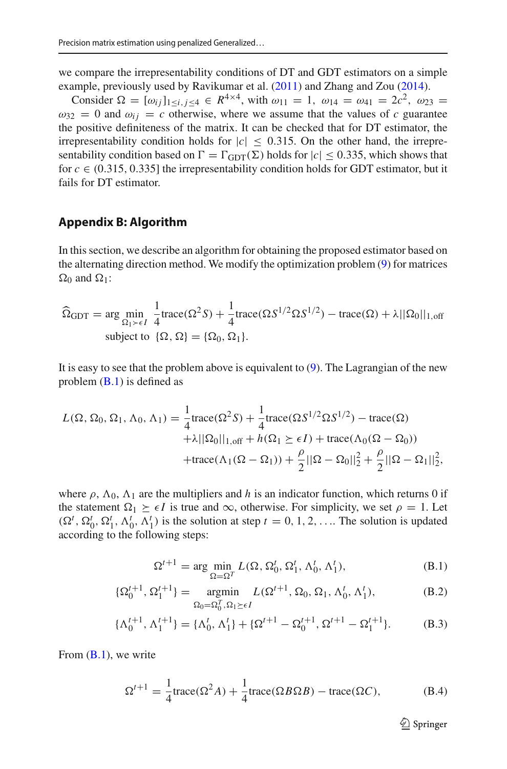we compare the irrepresentability conditions of DT and GDT estimators on a simple example, previously used by Ravikumar et al. (2011) and Zhang and Zou (2014).

Consider $\Omega = [\omega_{ij}]_{1 \le i,j \le 4} \in R^{4\times 4}$, with $\omega_{11} = 1$, $\omega_{14} = \omega_{41} = 2c^2$, $\omega_{23} = \omega_{32} = 0$ and $\omega_{ij} = c$ otherwise, where we assume that the values of $c$ guarantee the positive definiteness of the matrix. It can be checked that for DT estimator, the irrepresentability condition holds for $|c| \le 0.315$. On the other hand, the irrepresentability condition based on $\Gamma = \Gamma_{\text{GDT}}(\Sigma)$ holds for $|c| \le 0.335$, which shows that for $c \in (0.315, 0.335]$ the irrepresentability condition holds for GDT estimator, but it fails for DT estimator.

## Appendix B: Algorithm

In this section, we describe an algorithm for obtaining the proposed estimator based on the alternating direction method. We modify the optimization problem (9) for matrices $\Omega_0$ and $\Omega_1$:

$$\widehat{\Omega}_{\text{GDT}} = \arg\min_{\Omega_1 \succ \epsilon I} \frac{1}{4}\text{trace}(\Omega^2 S) + \frac{1}{4}\text{trace}(\Omega S^{1/2}\Omega S^{1/2}) - \text{trace}(\Omega) + \lambda||\Omega_0||_{1,\text{off}}$$
$$\text{subject to } \{\Omega, \Omega\} = \{\Omega_0, \Omega_1\}.$$

It is easy to see that the problem above is equivalent to (9). The Lagrangian of the new problem (B.1) is defined as

$$\begin{aligned} L(\Omega, \Omega_0, \Omega_1, \Lambda_0, \Lambda_1) = & \frac{1}{4}\text{trace}(\Omega^2 S) + \frac{1}{4}\text{trace}(\Omega S^{1/2}\Omega S^{1/2}) - \text{trace}(\Omega) \\ & + \lambda||\Omega_0||_{1,\text{off}} + h(\Omega_1 \succeq \epsilon I) + \text{trace}(\Lambda_0(\Omega - \Omega_0)) \\ & + \text{trace}(\Lambda_1(\Omega - \Omega_1)) + \frac{\rho}{2}||\Omega - \Omega_0||_2^2 + \frac{\rho}{2}||\Omega - \Omega_1||_2^2, \end{aligned}$$

where $\rho, \Lambda_0, \Lambda_1$ are the multipliers and $h$ is an indicator function, which returns 0 if the statement $\Omega_1 \succeq \epsilon I$ is true and $\infty$, otherwise. For simplicity, we set $\rho = 1$. Let $(\Omega^t, \Omega_0^t, \Omega_1^t, \Lambda_0^t, \Lambda_1^t)$ is the solution at step $t = 0, 1, 2, \ldots$. The solution is updated according to the following steps:

$$\Omega^{t+1} = \arg\min_{\Omega = \Omega^T} L(\Omega, \Omega_0^t, \Omega_1^t, \Lambda_0^t, \Lambda_1^t), \tag{B.1}$$

$$\{\Omega_0^{t+1}, \Omega_1^{t+1}\} = \underset{\Omega_0 = \Omega_0^T, \Omega_1 \succeq \epsilon I}{\text{argmin}} L(\Omega^{t+1}, \Omega_0, \Omega_1, \Lambda_0^t, \Lambda_1^t), \tag{B.2}$$

$$\{\Lambda_0^{t+1}, \Lambda_1^{t+1}\} = \{\Lambda_0^t, \Lambda_1^t\} + \{\Omega^{t+1} - \Omega_0^{t+1}, \Omega^{t+1} - \Omega_1^{t+1}\}. \tag{B.3}$$

From (B.1), we write

$$\Omega^{t+1} = \frac{1}{4}\text{trace}(\Omega^2 A) + \frac{1}{4}\text{trace}(\Omega B \Omega B) - \text{trace}(\Omega C), \tag{B.4}$$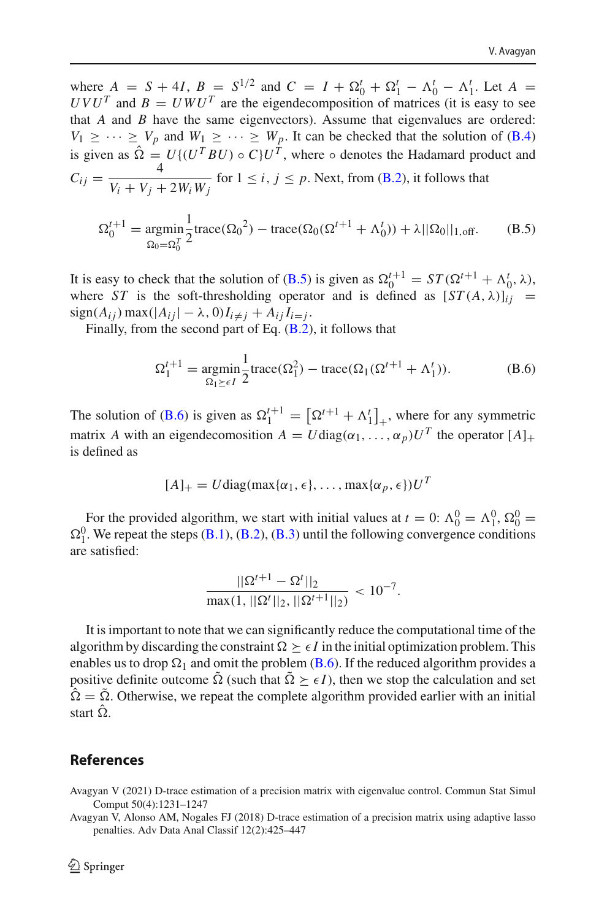where $A = S + 4I$, $B = S^{1/2}$ and $C = I + \Omega_0^t + \Omega_1^t - \Lambda_0^t - \Lambda_1^t$. Let $A = UVU^T$ and $B = UWU^T$ are the eigendecomposition of matrices (it is easy to see that $A$ and $B$ have the same eigenvectors). Assume that eigenvalues are ordered: $V_1 \geq \cdots \geq V_p$ and $W_1 \geq \cdots \geq W_p$. It can be checked that the solution of (B.4) is given as $\hat{\Omega} = U\{(U^T BU) \circ C\}U^T$, where $\circ$ denotes the Hadamard product and $C_{ij} = \dfrac{4}{V_i + V_j + 2W_i W_j}$ for $1 \leq i, j \leq p$. Next, from (B.2), it follows that

$$\Omega_0^{t+1} = \underset{\Omega_0 = \Omega_0^T}{\operatorname{argmin}} \frac{1}{2}\operatorname{trace}({\Omega_0}^2) - \operatorname{trace}(\Omega_0(\Omega^{t+1} + \Lambda_0^t)) + \lambda||\Omega_0||_{1,\text{off}}. \tag{B.5}$$

It is easy to check that the solution of (B.5) is given as $\Omega_0^{t+1} = ST(\Omega^{t+1} + \Lambda_0^t, \lambda)$, where $ST$ is the soft-thresholding operator and is defined as $[ST(A, \lambda)]_{ij} = \operatorname{sign}(A_{ij}) \max(|A_{ij}| - \lambda, 0) I_{i \neq j} + A_{ij} I_{i=j}$.

Finally, from the second part of Eq. (B.2), it follows that

$$\Omega_1^{t+1} = \underset{\Omega_1 \succeq \epsilon I}{\operatorname{argmin}} \frac{1}{2}\operatorname{trace}(\Omega_1^2) - \operatorname{trace}(\Omega_1(\Omega^{t+1} + \Lambda_1^t)). \tag{B.6}$$

The solution of (B.6) is given as $\Omega_1^{t+1} = \left[\Omega^{t+1} + \Lambda_1^t\right]_+$, where for any symmetric matrix $A$ with an eigendecomosition $A = U\operatorname{diag}(\alpha_1, \ldots, \alpha_p)U^T$ the operator $[A]_+$ is defined as

$$[A]_+ = U\operatorname{diag}(\max\{\alpha_1, \epsilon\}, \ldots, \max\{\alpha_p, \epsilon\})U^T$$

For the provided algorithm, we start with initial values at $t = 0$: $\Lambda_0^0 = \Lambda_1^0$, $\Omega_0^0 = \Omega_1^0$. We repeat the steps (B.1), (B.2), (B.3) until the following convergence conditions are satisfied:

$$\frac{||\Omega^{t+1} - \Omega^t||_2}{\max(1, ||\Omega^t||_2, ||\Omega^{t+1}||_2)} < 10^{-7}.$$

It is important to note that we can significantly reduce the computational time of the algorithm by discarding the constraint $\Omega \succeq \epsilon I$ in the initial optimization problem. This enables us to drop $\Omega_1$ and omit the problem (B.6). If the reduced algorithm provides a positive definite outcome $\tilde{\Omega}$ (such that $\tilde{\Omega} \succeq \epsilon I$), then we stop the calculation and set $\hat{\Omega} = \tilde{\Omega}$. Otherwise, we repeat the complete algorithm provided earlier with an initial start $\hat{\Omega}$.

## References

Avagyan V (2021) D-trace estimation of a precision matrix with eigenvalue control. Commun Stat Simul Comput 50(4):1231–1247

Avagyan V, Alonso AM, Nogales FJ (2018) D-trace estimation of a precision matrix using adaptive lasso penalties. Adv Data Anal Classif 12(2):425–447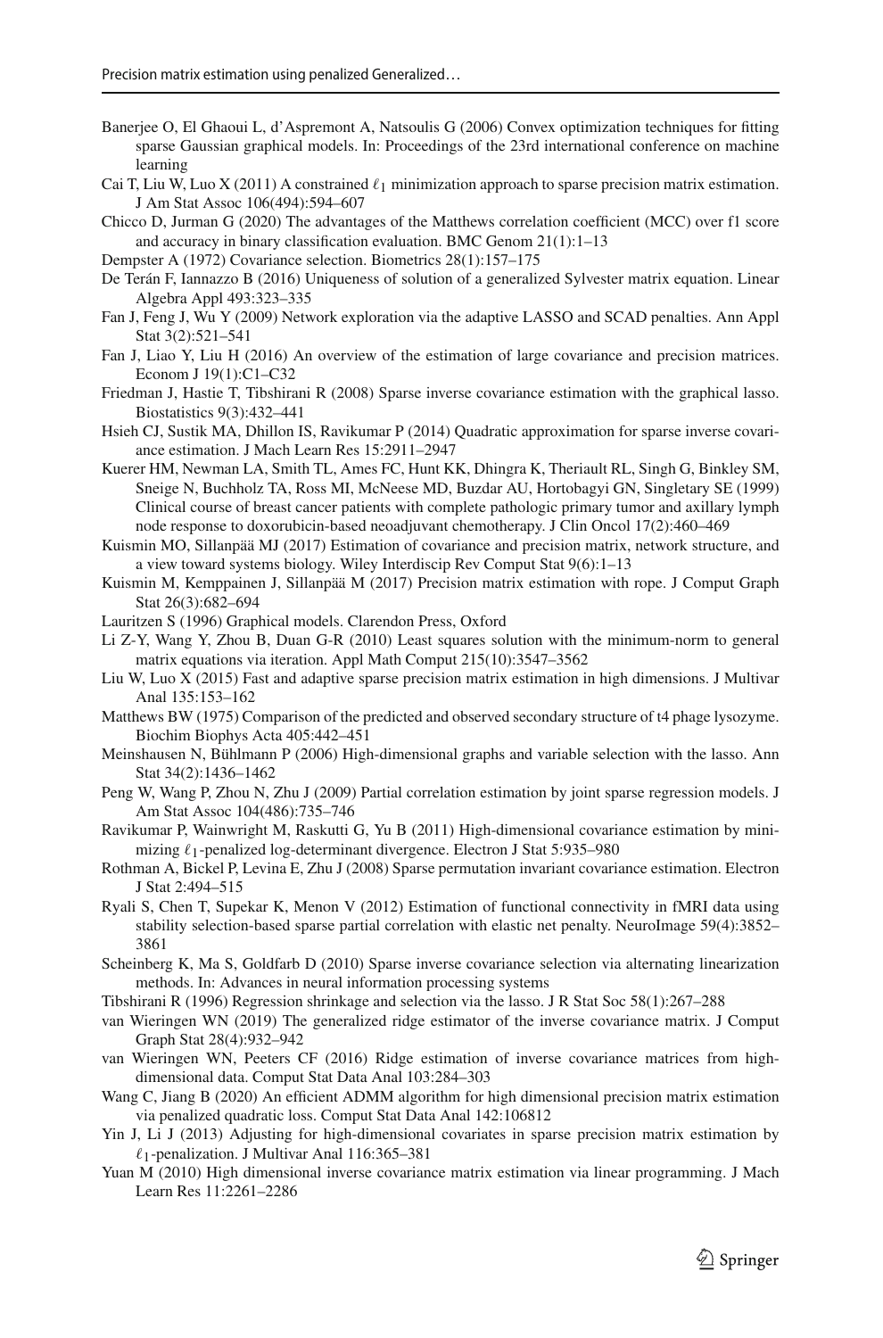Banerjee O, El Ghaoui L, d'Aspremont A, Natsoulis G (2006) Convex optimization techniques for fitting sparse Gaussian graphical models. In: Proceedings of the 23rd international conference on machine learning

Cai T, Liu W, Luo X (2011) A constrained $\ell_1$ minimization approach to sparse precision matrix estimation. J Am Stat Assoc 106(494):594–607

Chicco D, Jurman G (2020) The advantages of the Matthews correlation coefficient (MCC) over f1 score and accuracy in binary classification evaluation. BMC Genom 21(1):1–13

Dempster A (1972) Covariance selection. Biometrics 28(1):157–175

De Terán F, Iannazzo B (2016) Uniqueness of solution of a generalized Sylvester matrix equation. Linear Algebra Appl 493:323–335

Fan J, Feng J, Wu Y (2009) Network exploration via the adaptive LASSO and SCAD penalties. Ann Appl Stat 3(2):521–541

Fan J, Liao Y, Liu H (2016) An overview of the estimation of large covariance and precision matrices. Econom J 19(1):C1–C32

Friedman J, Hastie T, Tibshirani R (2008) Sparse inverse covariance estimation with the graphical lasso. Biostatistics 9(3):432–441

Hsieh CJ, Sustik MA, Dhillon IS, Ravikumar P (2014) Quadratic approximation for sparse inverse covariance estimation. J Mach Learn Res 15:2911–2947

Kuerer HM, Newman LA, Smith TL, Ames FC, Hunt KK, Dhingra K, Theriault RL, Singh G, Binkley SM, Sneige N, Buchholz TA, Ross MI, McNeese MD, Buzdar AU, Hortobagyi GN, Singletary SE (1999) Clinical course of breast cancer patients with complete pathologic primary tumor and axillary lymph node response to doxorubicin-based neoadjuvant chemotherapy. J Clin Oncol 17(2):460–469

Kuismin MO, Sillanpää MJ (2017) Estimation of covariance and precision matrix, network structure, and a view toward systems biology. Wiley Interdiscip Rev Comput Stat 9(6):1–13

Kuismin M, Kemppainen J, Sillanpää M (2017) Precision matrix estimation with rope. J Comput Graph Stat 26(3):682–694

Lauritzen S (1996) Graphical models. Clarendon Press, Oxford

Li Z-Y, Wang Y, Zhou B, Duan G-R (2010) Least squares solution with the minimum-norm to general matrix equations via iteration. Appl Math Comput 215(10):3547–3562

Liu W, Luo X (2015) Fast and adaptive sparse precision matrix estimation in high dimensions. J Multivar Anal 135:153–162

Matthews BW (1975) Comparison of the predicted and observed secondary structure of t4 phage lysozyme. Biochim Biophys Acta 405:442–451

Meinshausen N, Bühlmann P (2006) High-dimensional graphs and variable selection with the lasso. Ann Stat 34(2):1436–1462

Peng W, Wang P, Zhou N, Zhu J (2009) Partial correlation estimation by joint sparse regression models. J Am Stat Assoc 104(486):735–746

Ravikumar P, Wainwright M, Raskutti G, Yu B (2011) High-dimensional covariance estimation by minimizing $\ell_1$-penalized log-determinant divergence. Electron J Stat 5:935–980

Rothman A, Bickel P, Levina E, Zhu J (2008) Sparse permutation invariant covariance estimation. Electron J Stat 2:494–515

Ryali S, Chen T, Supekar K, Menon V (2012) Estimation of functional connectivity in fMRI data using stability selection-based sparse partial correlation with elastic net penalty. NeuroImage 59(4):3852–3861

Scheinberg K, Ma S, Goldfarb D (2010) Sparse inverse covariance selection via alternating linearization methods. In: Advances in neural information processing systems

Tibshirani R (1996) Regression shrinkage and selection via the lasso. J R Stat Soc 58(1):267–288

van Wieringen WN (2019) The generalized ridge estimator of the inverse covariance matrix. J Comput Graph Stat 28(4):932–942

van Wieringen WN, Peeters CF (2016) Ridge estimation of inverse covariance matrices from high-dimensional data. Comput Stat Data Anal 103:284–303

Wang C, Jiang B (2020) An efficient ADMM algorithm for high dimensional precision matrix estimation via penalized quadratic loss. Comput Stat Data Anal 142:106812

Yin J, Li J (2013) Adjusting for high-dimensional covariates in sparse precision matrix estimation by $\ell_1$-penalization. J Multivar Anal 116:365–381

Yuan M (2010) High dimensional inverse covariance matrix estimation via linear programming. J Mach Learn Res 11:2261–2286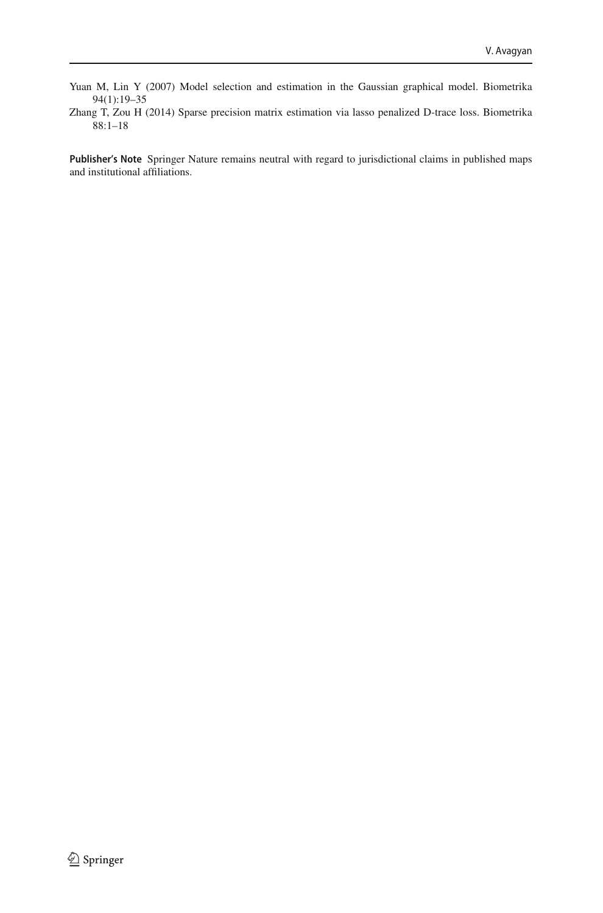Yuan M, Lin Y (2007) Model selection and estimation in the Gaussian graphical model. Biometrika 94(1):19–35

Zhang T, Zou H (2014) Sparse precision matrix estimation via lasso penalized D-trace loss. Biometrika 88:1–18

**Publisher's Note** Springer Nature remains neutral with regard to jurisdictional claims in published maps and institutional affiliations.